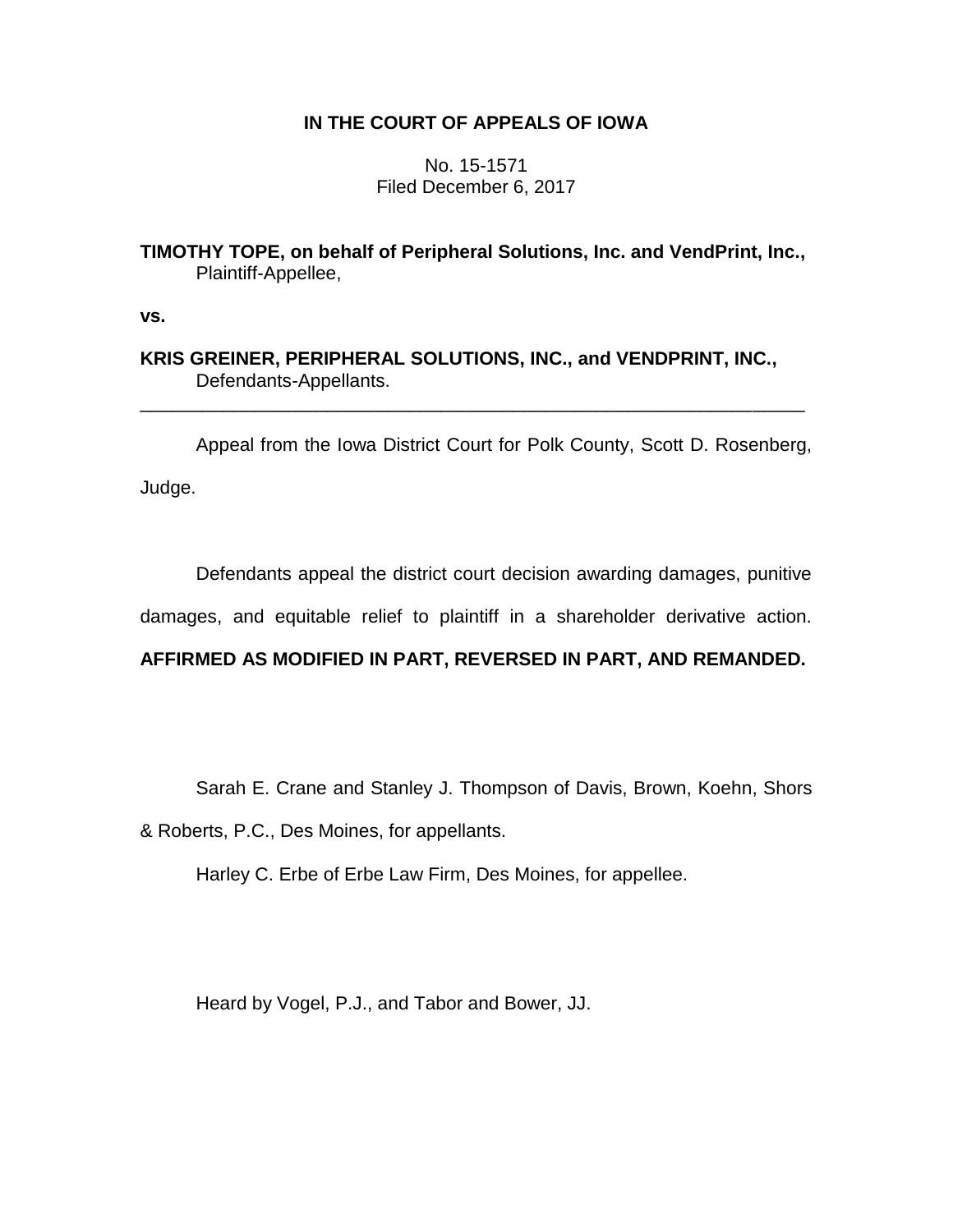**IN THE COURT OF APPEALS OF IOWA**

No. 15-1571
Filed December 6, 2017

**TIMOTHY TOPE, on behalf of Peripheral Solutions, Inc. and VendPrint, Inc.,**
Plaintiff-Appellee,

**vs.**

**KRIS GREINER, PERIPHERAL SOLUTIONS, INC., and VENDPRINT, INC.,**
Defendants-Appellants.

---

Appeal from the Iowa District Court for Polk County, Scott D. Rosenberg, Judge.

Defendants appeal the district court decision awarding damages, punitive damages, and equitable relief to plaintiff in a shareholder derivative action. **AFFIRMED AS MODIFIED IN PART, REVERSED IN PART, AND REMANDED.**

Sarah E. Crane and Stanley J. Thompson of Davis, Brown, Koehn, Shors & Roberts, P.C., Des Moines, for appellants.

Harley C. Erbe of Erbe Law Firm, Des Moines, for appellee.

Heard by Vogel, P.J., and Tabor and Bower, JJ.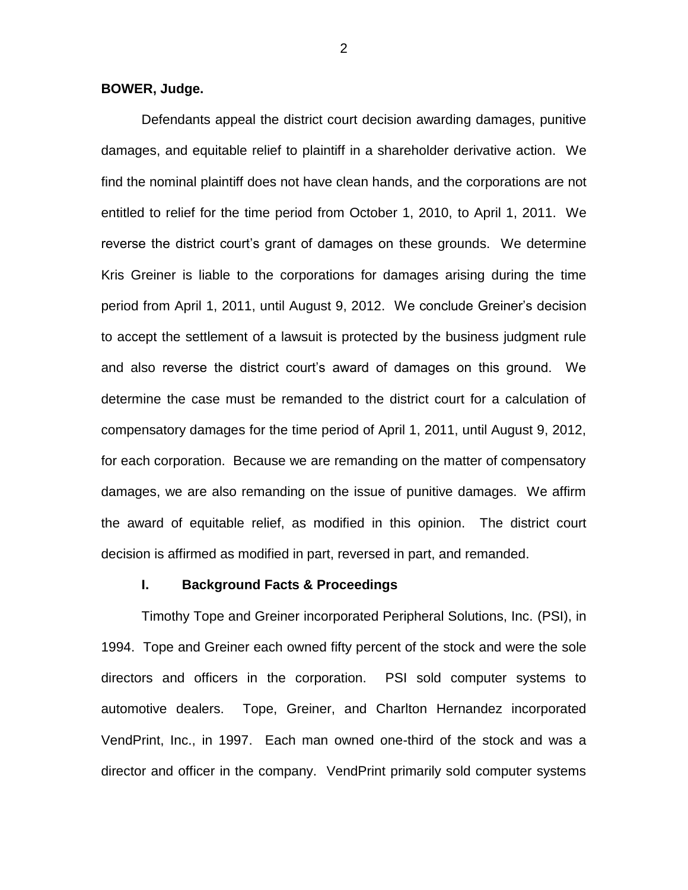**BOWER, Judge.**

Defendants appeal the district court decision awarding damages, punitive damages, and equitable relief to plaintiff in a shareholder derivative action. We find the nominal plaintiff does not have clean hands, and the corporations are not entitled to relief for the time period from October 1, 2010, to April 1, 2011. We reverse the district court's grant of damages on these grounds. We determine Kris Greiner is liable to the corporations for damages arising during the time period from April 1, 2011, until August 9, 2012. We conclude Greiner's decision to accept the settlement of a lawsuit is protected by the business judgment rule and also reverse the district court's award of damages on this ground. We determine the case must be remanded to the district court for a calculation of compensatory damages for the time period of April 1, 2011, until August 9, 2012, for each corporation. Because we are remanding on the matter of compensatory damages, we are also remanding on the issue of punitive damages. We affirm the award of equitable relief, as modified in this opinion. The district court decision is affirmed as modified in part, reversed in part, and remanded.

## I. Background Facts & Proceedings

Timothy Tope and Greiner incorporated Peripheral Solutions, Inc. (PSI), in 1994. Tope and Greiner each owned fifty percent of the stock and were the sole directors and officers in the corporation. PSI sold computer systems to automotive dealers. Tope, Greiner, and Charlton Hernandez incorporated VendPrint, Inc., in 1997. Each man owned one-third of the stock and was a director and officer in the company. VendPrint primarily sold computer systems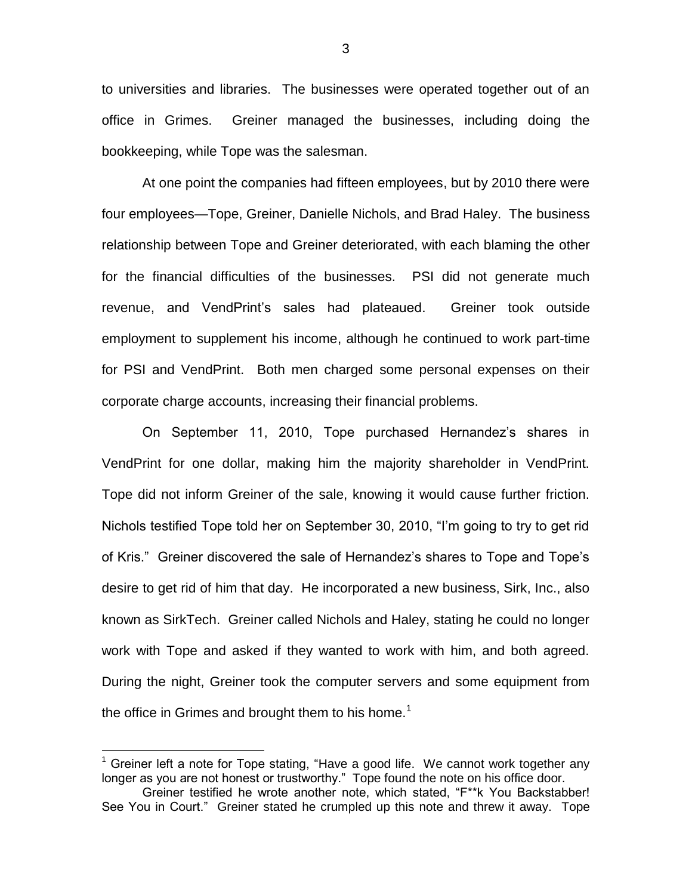to universities and libraries. The businesses were operated together out of an office in Grimes. Greiner managed the businesses, including doing the bookkeeping, while Tope was the salesman.

At one point the companies had fifteen employees, but by 2010 there were four employees—Tope, Greiner, Danielle Nichols, and Brad Haley. The business relationship between Tope and Greiner deteriorated, with each blaming the other for the financial difficulties of the businesses. PSI did not generate much revenue, and VendPrint's sales had plateaued. Greiner took outside employment to supplement his income, although he continued to work part-time for PSI and VendPrint. Both men charged some personal expenses on their corporate charge accounts, increasing their financial problems.

On September 11, 2010, Tope purchased Hernandez's shares in VendPrint for one dollar, making him the majority shareholder in VendPrint. Tope did not inform Greiner of the sale, knowing it would cause further friction. Nichols testified Tope told her on September 30, 2010, "I'm going to try to get rid of Kris." Greiner discovered the sale of Hernandez's shares to Tope and Tope's desire to get rid of him that day. He incorporated a new business, Sirk, Inc., also known as SirkTech. Greiner called Nichols and Haley, stating he could no longer work with Tope and asked if they wanted to work with him, and both agreed. During the night, Greiner took the computer servers and some equipment from the office in Grimes and brought them to his home.[1]

---

[1] Greiner left a note for Tope stating, "Have a good life. We cannot work together any longer as you are not honest or trustworthy." Tope found the note on his office door.

Greiner testified he wrote another note, which stated, "F**k You Backstabber! See You in Court." Greiner stated he crumpled up this note and threw it away. Tope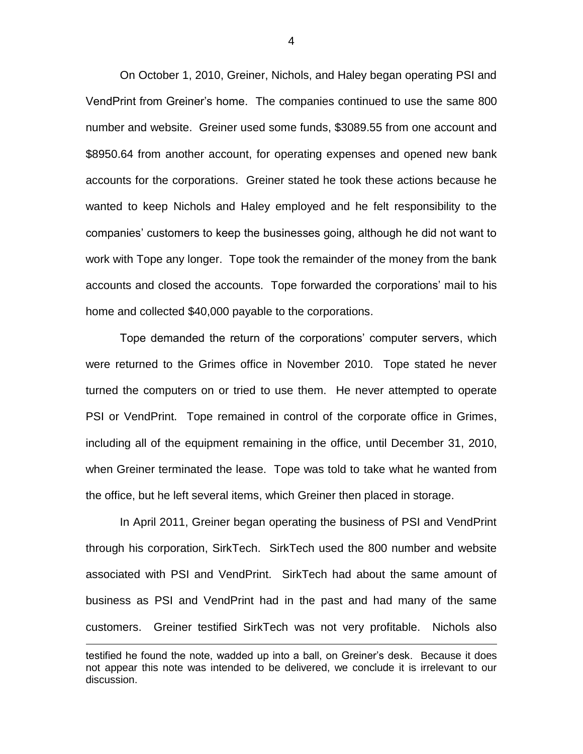On October 1, 2010, Greiner, Nichols, and Haley began operating PSI and VendPrint from Greiner's home. The companies continued to use the same 800 number and website. Greiner used some funds, $3089.55 from one account and $8950.64 from another account, for operating expenses and opened new bank accounts for the corporations. Greiner stated he took these actions because he wanted to keep Nichols and Haley employed and he felt responsibility to the companies' customers to keep the businesses going, although he did not want to work with Tope any longer. Tope took the remainder of the money from the bank accounts and closed the accounts. Tope forwarded the corporations' mail to his home and collected $40,000 payable to the corporations.

Tope demanded the return of the corporations' computer servers, which were returned to the Grimes office in November 2010. Tope stated he never turned the computers on or tried to use them. He never attempted to operate PSI or VendPrint. Tope remained in control of the corporate office in Grimes, including all of the equipment remaining in the office, until December 31, 2010, when Greiner terminated the lease. Tope was told to take what he wanted from the office, but he left several items, which Greiner then placed in storage.

In April 2011, Greiner began operating the business of PSI and VendPrint through his corporation, SirkTech. SirkTech used the 800 number and website associated with PSI and VendPrint. SirkTech had about the same amount of business as PSI and VendPrint had in the past and had many of the same customers. Greiner testified SirkTech was not very profitable. Nichols also

---

testified he found the note, wadded up into a ball, on Greiner's desk. Because it does not appear this note was intended to be delivered, we conclude it is irrelevant to our discussion.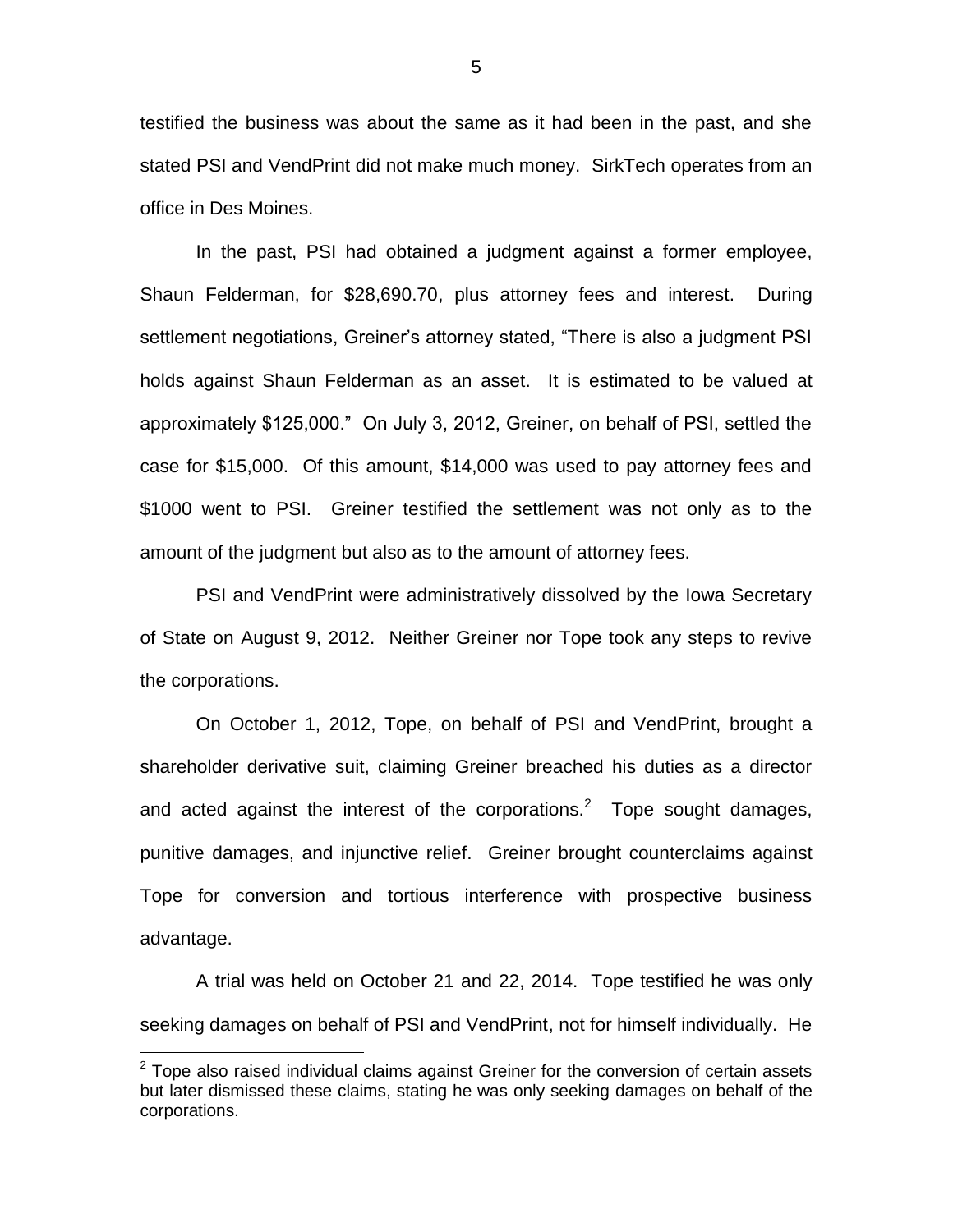testified the business was about the same as it had been in the past, and she stated PSI and VendPrint did not make much money. SirkTech operates from an office in Des Moines.

In the past, PSI had obtained a judgment against a former employee, Shaun Felderman, for $28,690.70, plus attorney fees and interest. During settlement negotiations, Greiner's attorney stated, "There is also a judgment PSI holds against Shaun Felderman as an asset. It is estimated to be valued at approximately $125,000." On July 3, 2012, Greiner, on behalf of PSI, settled the case for $15,000. Of this amount, $14,000 was used to pay attorney fees and $1000 went to PSI. Greiner testified the settlement was not only as to the amount of the judgment but also as to the amount of attorney fees.

PSI and VendPrint were administratively dissolved by the Iowa Secretary of State on August 9, 2012. Neither Greiner nor Tope took any steps to revive the corporations.

On October 1, 2012, Tope, on behalf of PSI and VendPrint, brought a shareholder derivative suit, claiming Greiner breached his duties as a director and acted against the interest of the corporations.[2] Tope sought damages, punitive damages, and injunctive relief. Greiner brought counterclaims against Tope for conversion and tortious interference with prospective business advantage.

A trial was held on October 21 and 22, 2014. Tope testified he was only seeking damages on behalf of PSI and VendPrint, not for himself individually. He

[2] Tope also raised individual claims against Greiner for the conversion of certain assets but later dismissed these claims, stating he was only seeking damages on behalf of the corporations.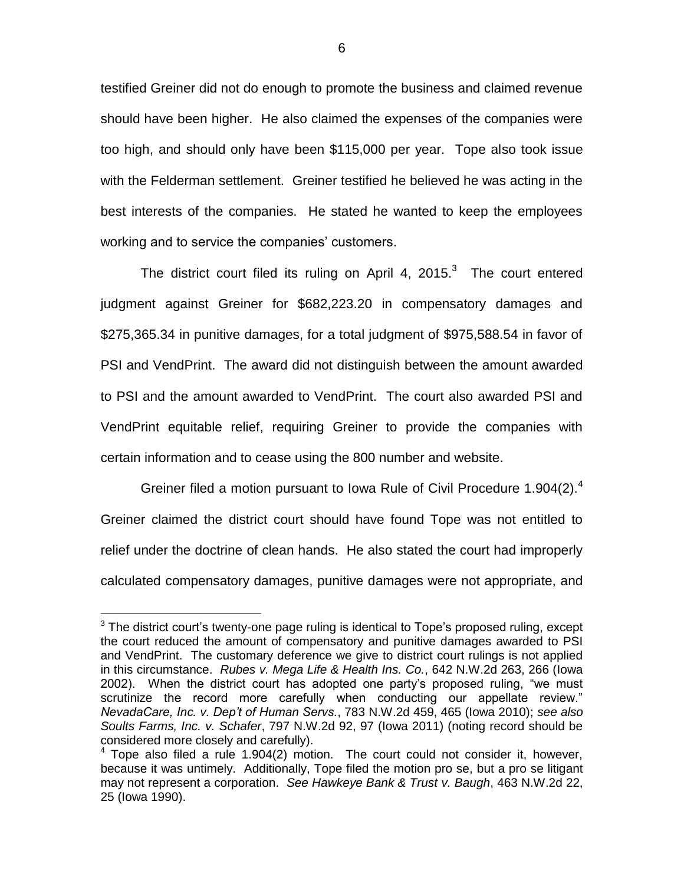testified Greiner did not do enough to promote the business and claimed revenue should have been higher. He also claimed the expenses of the companies were too high, and should only have been $115,000 per year. Tope also took issue with the Felderman settlement. Greiner testified he believed he was acting in the best interests of the companies. He stated he wanted to keep the employees working and to service the companies' customers.

The district court filed its ruling on April 4, 2015.[3] The court entered judgment against Greiner for $682,223.20 in compensatory damages and $275,365.34 in punitive damages, for a total judgment of $975,588.54 in favor of PSI and VendPrint. The award did not distinguish between the amount awarded to PSI and the amount awarded to VendPrint. The court also awarded PSI and VendPrint equitable relief, requiring Greiner to provide the companies with certain information and to cease using the 800 number and website.

Greiner filed a motion pursuant to Iowa Rule of Civil Procedure 1.904(2).[4] Greiner claimed the district court should have found Tope was not entitled to relief under the doctrine of clean hands. He also stated the court had improperly calculated compensatory damages, punitive damages were not appropriate, and

---

[3] The district court's twenty-one page ruling is identical to Tope's proposed ruling, except the court reduced the amount of compensatory and punitive damages awarded to PSI and VendPrint. The customary deference we give to district court rulings is not applied in this circumstance. *Rubes v. Mega Life & Health Ins. Co.*, 642 N.W.2d 263, 266 (Iowa 2002). When the district court has adopted one party's proposed ruling, "we must scrutinize the record more carefully when conducting our appellate review." *NevadaCare, Inc. v. Dep't of Human Servs.*, 783 N.W.2d 459, 465 (Iowa 2010); *see also Soults Farms, Inc. v. Schafer*, 797 N.W.2d 92, 97 (Iowa 2011) (noting record should be considered more closely and carefully).

[4] Tope also filed a rule 1.904(2) motion. The court could not consider it, however, because it was untimely. Additionally, Tope filed the motion pro se, but a pro se litigant may not represent a corporation. *See Hawkeye Bank & Trust v. Baugh*, 463 N.W.2d 22, 25 (Iowa 1990).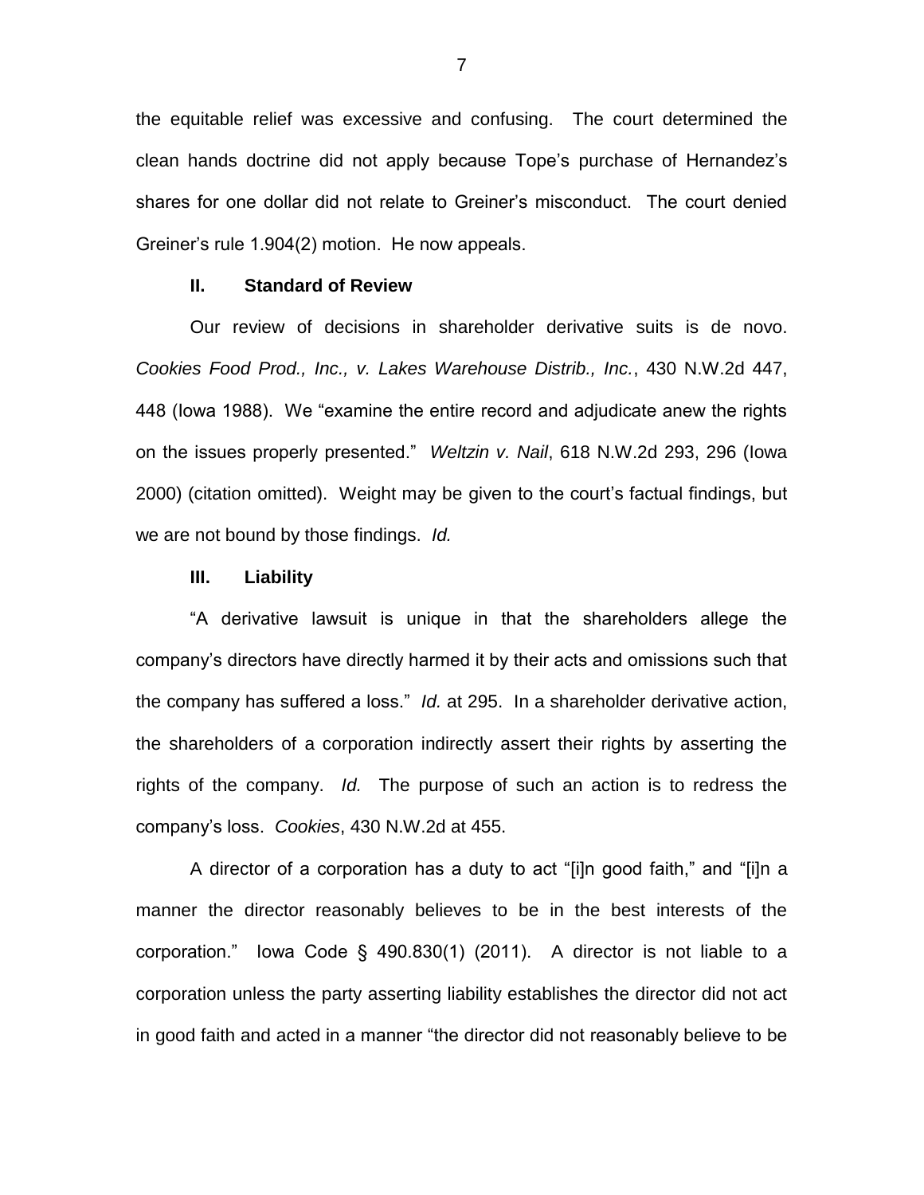the equitable relief was excessive and confusing. The court determined the clean hands doctrine did not apply because Tope's purchase of Hernandez's shares for one dollar did not relate to Greiner's misconduct. The court denied Greiner's rule 1.904(2) motion. He now appeals.

### II. Standard of Review

Our review of decisions in shareholder derivative suits is de novo. *Cookies Food Prod., Inc., v. Lakes Warehouse Distrib., Inc.*, 430 N.W.2d 447, 448 (Iowa 1988). We "examine the entire record and adjudicate anew the rights on the issues properly presented." *Weltzin v. Nail*, 618 N.W.2d 293, 296 (Iowa 2000) (citation omitted). Weight may be given to the court's factual findings, but we are not bound by those findings. *Id.*

### III. Liability

"A derivative lawsuit is unique in that the shareholders allege the company's directors have directly harmed it by their acts and omissions such that the company has suffered a loss." *Id.* at 295. In a shareholder derivative action, the shareholders of a corporation indirectly assert their rights by asserting the rights of the company. *Id.* The purpose of such an action is to redress the company's loss. *Cookies*, 430 N.W.2d at 455.

A director of a corporation has a duty to act "[i]n good faith," and "[i]n a manner the director reasonably believes to be in the best interests of the corporation." Iowa Code § 490.830(1) (2011). A director is not liable to a corporation unless the party asserting liability establishes the director did not act in good faith and acted in a manner "the director did not reasonably believe to be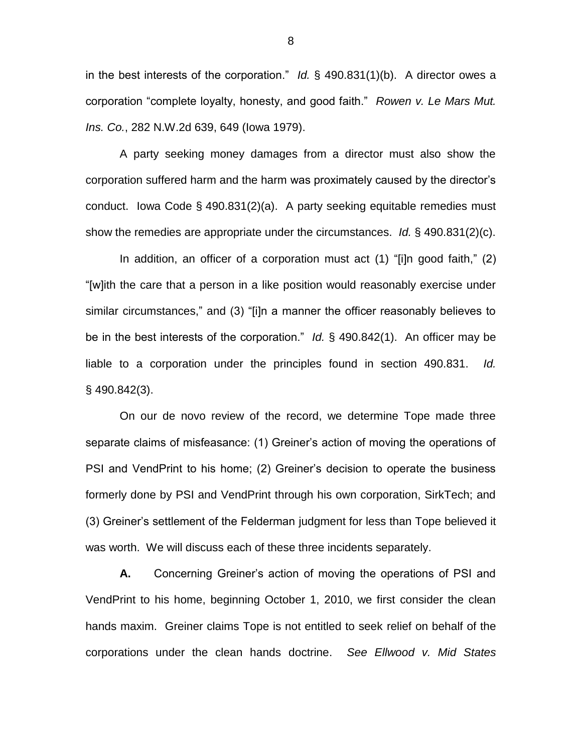in the best interests of the corporation." *Id.* § 490.831(1)(b). A director owes a corporation "complete loyalty, honesty, and good faith." *Rowen v. Le Mars Mut. Ins. Co.*, 282 N.W.2d 639, 649 (Iowa 1979).

A party seeking money damages from a director must also show the corporation suffered harm and the harm was proximately caused by the director's conduct. Iowa Code § 490.831(2)(a). A party seeking equitable remedies must show the remedies are appropriate under the circumstances. *Id.* § 490.831(2)(c).

In addition, an officer of a corporation must act (1) "[i]n good faith," (2) "[w]ith the care that a person in a like position would reasonably exercise under similar circumstances," and (3) "[i]n a manner the officer reasonably believes to be in the best interests of the corporation." *Id.* § 490.842(1). An officer may be liable to a corporation under the principles found in section 490.831. *Id.* § 490.842(3).

On our de novo review of the record, we determine Tope made three separate claims of misfeasance: (1) Greiner's action of moving the operations of PSI and VendPrint to his home; (2) Greiner's decision to operate the business formerly done by PSI and VendPrint through his own corporation, SirkTech; and (3) Greiner's settlement of the Felderman judgment for less than Tope believed it was worth. We will discuss each of these three incidents separately.

**A.** Concerning Greiner's action of moving the operations of PSI and VendPrint to his home, beginning October 1, 2010, we first consider the clean hands maxim. Greiner claims Tope is not entitled to seek relief on behalf of the corporations under the clean hands doctrine. *See Ellwood v. Mid States*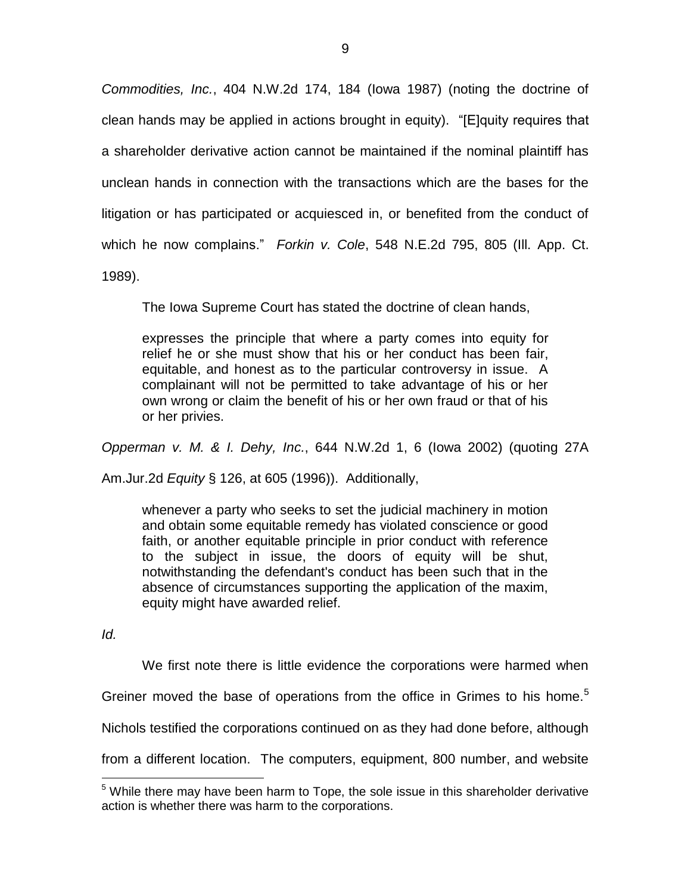*Commodities, Inc.*, 404 N.W.2d 174, 184 (Iowa 1987) (noting the doctrine of clean hands may be applied in actions brought in equity). "[E]quity requires that a shareholder derivative action cannot be maintained if the nominal plaintiff has unclean hands in connection with the transactions which are the bases for the litigation or has participated or acquiesced in, or benefited from the conduct of which he now complains." *Forkin v. Cole*, 548 N.E.2d 795, 805 (Ill. App. Ct. 1989).

The Iowa Supreme Court has stated the doctrine of clean hands,

> expresses the principle that where a party comes into equity for relief he or she must show that his or her conduct has been fair, equitable, and honest as to the particular controversy in issue. A complainant will not be permitted to take advantage of his or her own wrong or claim the benefit of his or her own fraud or that of his or her privies.

*Opperman v. M. & I. Dehy, Inc.*, 644 N.W.2d 1, 6 (Iowa 2002) (quoting 27A Am.Jur.2d *Equity* § 126, at 605 (1996)). Additionally,

> whenever a party who seeks to set the judicial machinery in motion and obtain some equitable remedy has violated conscience or good faith, or another equitable principle in prior conduct with reference to the subject in issue, the doors of equity will be shut, notwithstanding the defendant's conduct has been such that in the absence of circumstances supporting the application of the maxim, equity might have awarded relief.

*Id.*

We first note there is little evidence the corporations were harmed when Greiner moved the base of operations from the office in Grimes to his home.[5] Nichols testified the corporations continued on as they had done before, although from a different location. The computers, equipment, 800 number, and website

[5] While there may have been harm to Tope, the sole issue in this shareholder derivative action is whether there was harm to the corporations.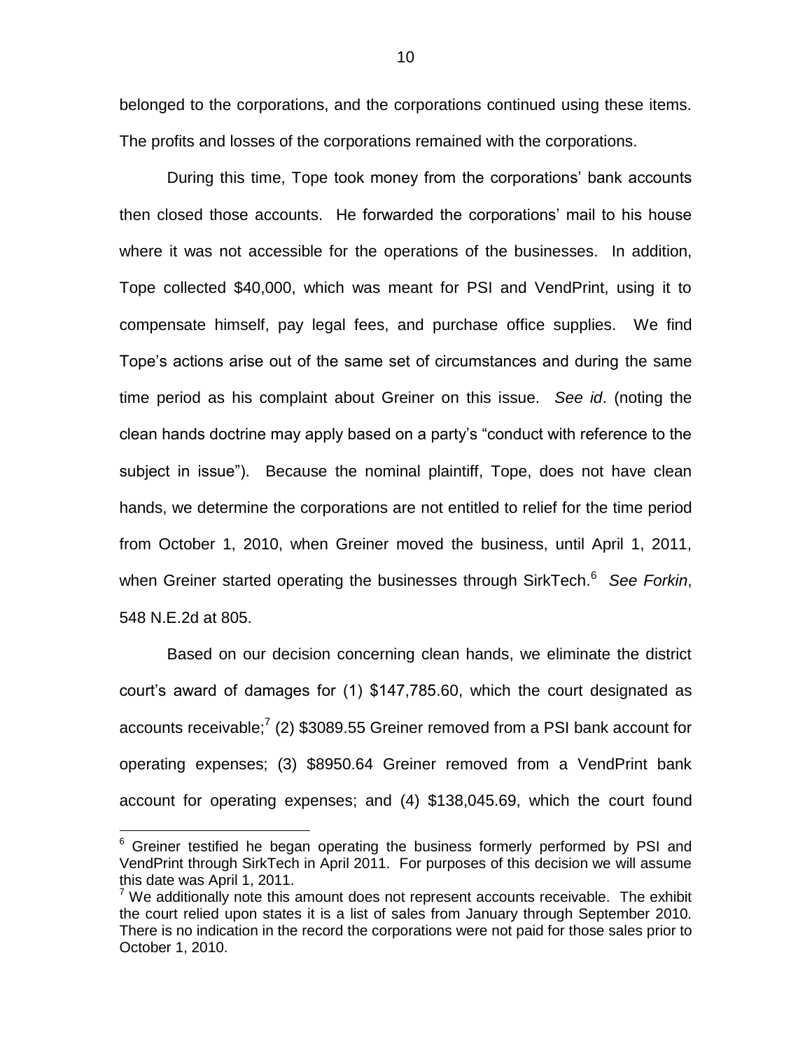belonged to the corporations, and the corporations continued using these items. The profits and losses of the corporations remained with the corporations.

During this time, Tope took money from the corporations' bank accounts then closed those accounts. He forwarded the corporations' mail to his house where it was not accessible for the operations of the businesses. In addition, Tope collected $40,000, which was meant for PSI and VendPrint, using it to compensate himself, pay legal fees, and purchase office supplies. We find Tope's actions arise out of the same set of circumstances and during the same time period as his complaint about Greiner on this issue. *See id*. (noting the clean hands doctrine may apply based on a party's "conduct with reference to the subject in issue"). Because the nominal plaintiff, Tope, does not have clean hands, we determine the corporations are not entitled to relief for the time period from October 1, 2010, when Greiner moved the business, until April 1, 2011, when Greiner started operating the businesses through SirkTech.[6] *See Forkin*, 548 N.E.2d at 805.

Based on our decision concerning clean hands, we eliminate the district court's award of damages for (1) $147,785.60, which the court designated as accounts receivable;[7] (2) $3089.55 Greiner removed from a PSI bank account for operating expenses; (3) $8950.64 Greiner removed from a VendPrint bank account for operating expenses; and (4) $138,045.69, which the court found

---

[6] Greiner testified he began operating the business formerly performed by PSI and VendPrint through SirkTech in April 2011. For purposes of this decision we will assume this date was April 1, 2011.

[7] We additionally note this amount does not represent accounts receivable. The exhibit the court relied upon states it is a list of sales from January through September 2010. There is no indication in the record the corporations were not paid for those sales prior to October 1, 2010.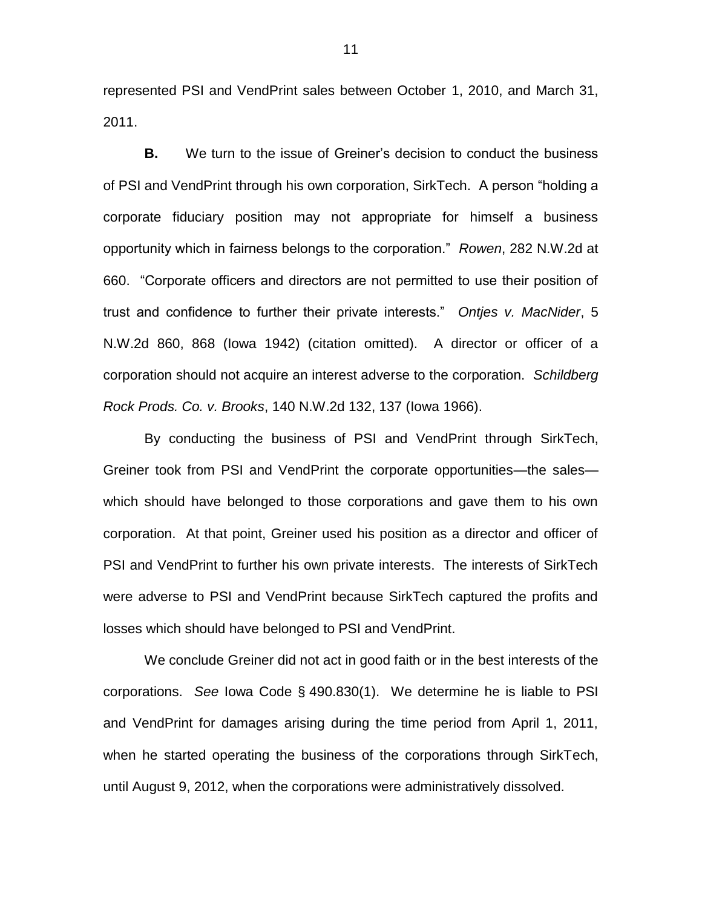represented PSI and VendPrint sales between October 1, 2010, and March 31, 2011.

**B.** We turn to the issue of Greiner's decision to conduct the business of PSI and VendPrint through his own corporation, SirkTech. A person "holding a corporate fiduciary position may not appropriate for himself a business opportunity which in fairness belongs to the corporation." *Rowen*, 282 N.W.2d at 660. "Corporate officers and directors are not permitted to use their position of trust and confidence to further their private interests." *Ontjes v. MacNider*, 5 N.W.2d 860, 868 (Iowa 1942) (citation omitted). A director or officer of a corporation should not acquire an interest adverse to the corporation. *Schildberg Rock Prods. Co. v. Brooks*, 140 N.W.2d 132, 137 (Iowa 1966).

By conducting the business of PSI and VendPrint through SirkTech, Greiner took from PSI and VendPrint the corporate opportunities—the sales—which should have belonged to those corporations and gave them to his own corporation. At that point, Greiner used his position as a director and officer of PSI and VendPrint to further his own private interests. The interests of SirkTech were adverse to PSI and VendPrint because SirkTech captured the profits and losses which should have belonged to PSI and VendPrint.

We conclude Greiner did not act in good faith or in the best interests of the corporations. *See* Iowa Code § 490.830(1). We determine he is liable to PSI and VendPrint for damages arising during the time period from April 1, 2011, when he started operating the business of the corporations through SirkTech, until August 9, 2012, when the corporations were administratively dissolved.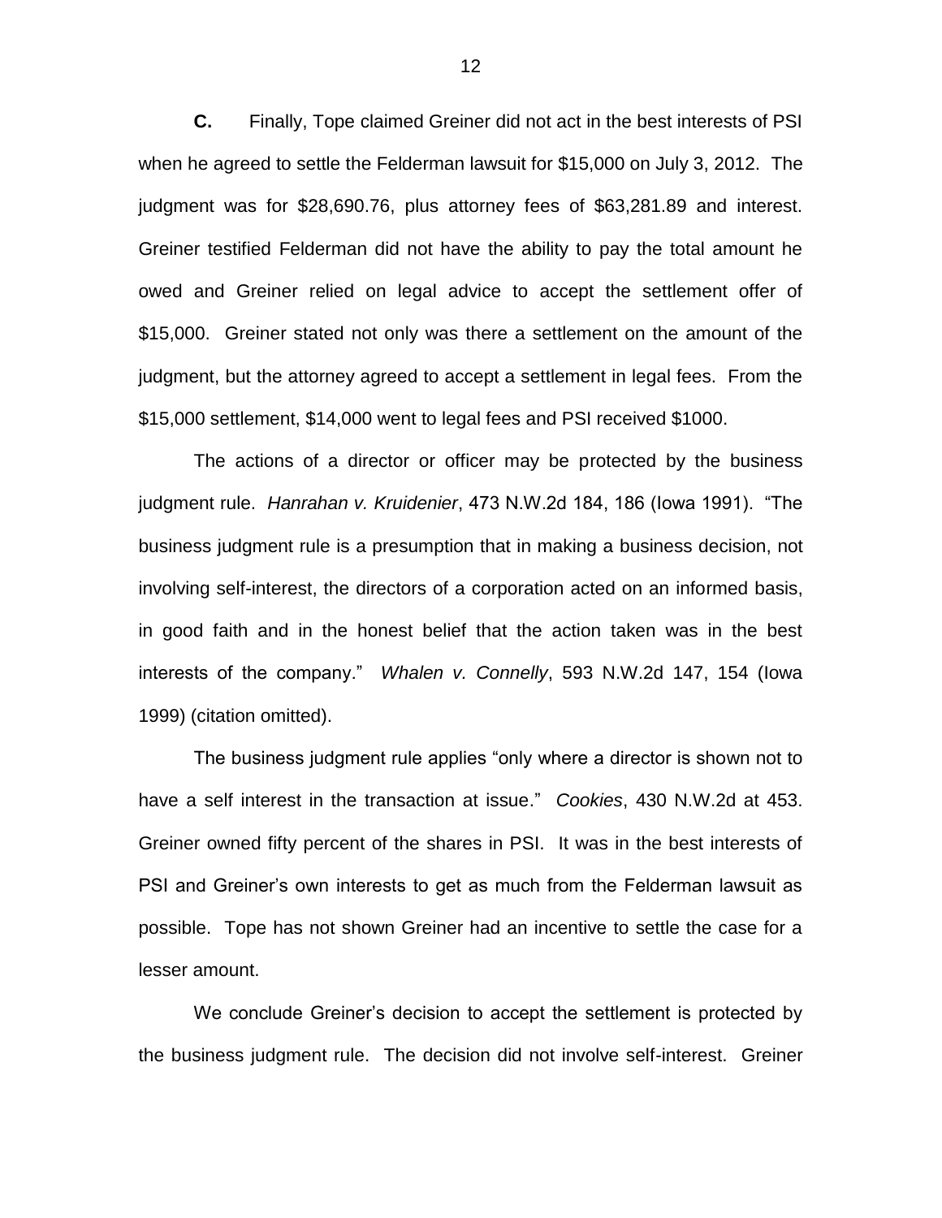**C.** Finally, Tope claimed Greiner did not act in the best interests of PSI when he agreed to settle the Felderman lawsuit for $15,000 on July 3, 2012. The judgment was for $28,690.76, plus attorney fees of $63,281.89 and interest. Greiner testified Felderman did not have the ability to pay the total amount he owed and Greiner relied on legal advice to accept the settlement offer of $15,000. Greiner stated not only was there a settlement on the amount of the judgment, but the attorney agreed to accept a settlement in legal fees. From the $15,000 settlement, $14,000 went to legal fees and PSI received $1000.

The actions of a director or officer may be protected by the business judgment rule. *Hanrahan v. Kruidenier*, 473 N.W.2d 184, 186 (Iowa 1991). "The business judgment rule is a presumption that in making a business decision, not involving self-interest, the directors of a corporation acted on an informed basis, in good faith and in the honest belief that the action taken was in the best interests of the company." *Whalen v. Connelly*, 593 N.W.2d 147, 154 (Iowa 1999) (citation omitted).

The business judgment rule applies "only where a director is shown not to have a self interest in the transaction at issue." *Cookies*, 430 N.W.2d at 453. Greiner owned fifty percent of the shares in PSI. It was in the best interests of PSI and Greiner's own interests to get as much from the Felderman lawsuit as possible. Tope has not shown Greiner had an incentive to settle the case for a lesser amount.

We conclude Greiner's decision to accept the settlement is protected by the business judgment rule. The decision did not involve self-interest. Greiner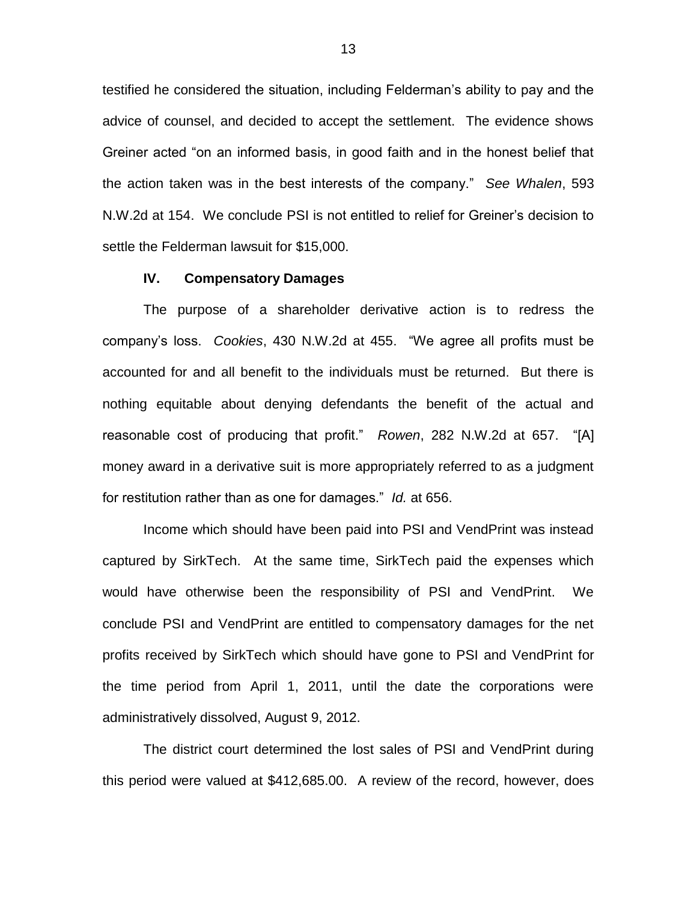testified he considered the situation, including Felderman's ability to pay and the advice of counsel, and decided to accept the settlement. The evidence shows Greiner acted "on an informed basis, in good faith and in the honest belief that the action taken was in the best interests of the company." *See Whalen*, 593 N.W.2d at 154. We conclude PSI is not entitled to relief for Greiner's decision to settle the Felderman lawsuit for $15,000.

## IV. Compensatory Damages

The purpose of a shareholder derivative action is to redress the company's loss. *Cookies*, 430 N.W.2d at 455. "We agree all profits must be accounted for and all benefit to the individuals must be returned. But there is nothing equitable about denying defendants the benefit of the actual and reasonable cost of producing that profit." *Rowen*, 282 N.W.2d at 657. "[A] money award in a derivative suit is more appropriately referred to as a judgment for restitution rather than as one for damages." *Id.* at 656.

Income which should have been paid into PSI and VendPrint was instead captured by SirkTech. At the same time, SirkTech paid the expenses which would have otherwise been the responsibility of PSI and VendPrint. We conclude PSI and VendPrint are entitled to compensatory damages for the net profits received by SirkTech which should have gone to PSI and VendPrint for the time period from April 1, 2011, until the date the corporations were administratively dissolved, August 9, 2012.

The district court determined the lost sales of PSI and VendPrint during this period were valued at $412,685.00. A review of the record, however, does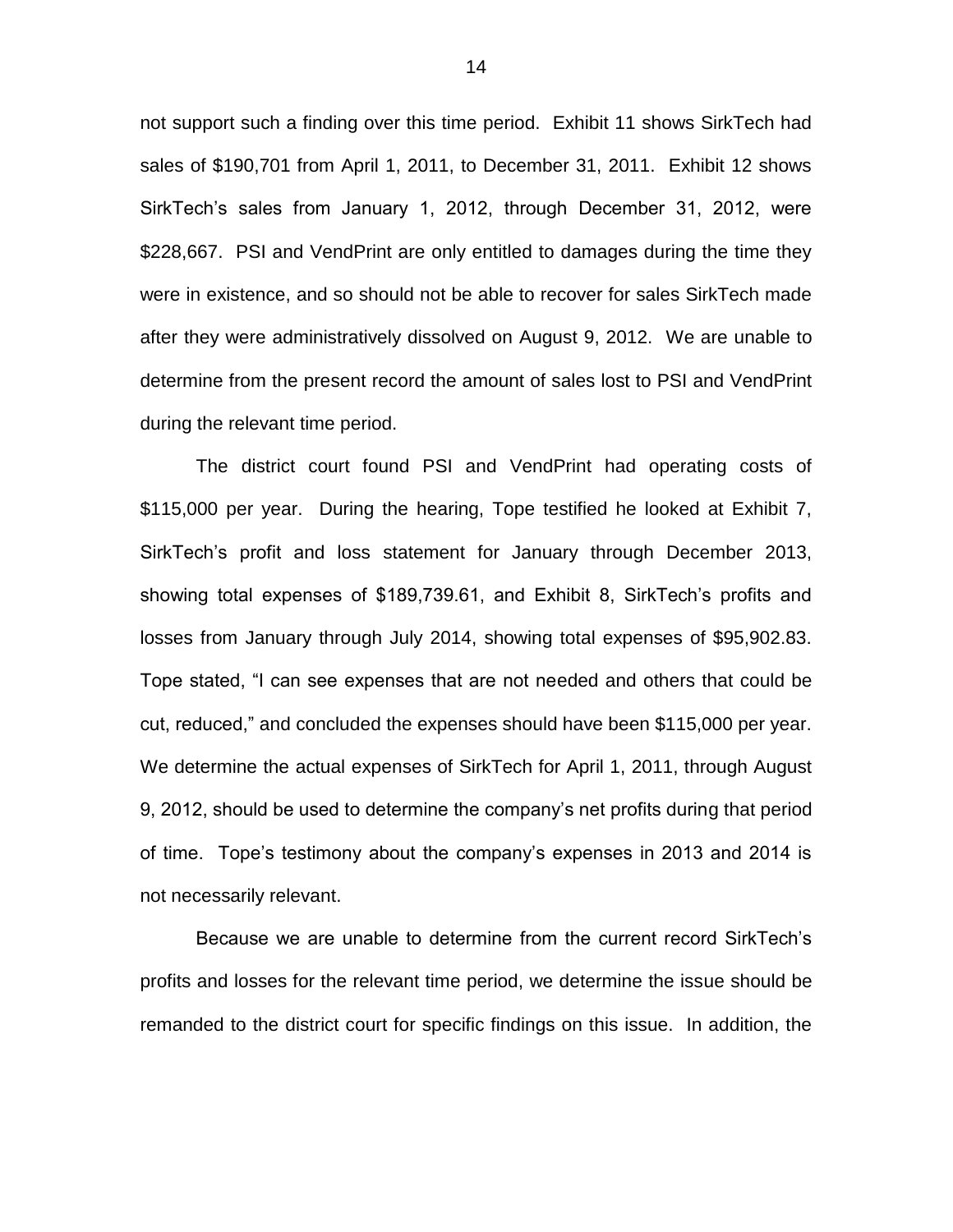not support such a finding over this time period. Exhibit 11 shows SirkTech had sales of $190,701 from April 1, 2011, to December 31, 2011. Exhibit 12 shows SirkTech's sales from January 1, 2012, through December 31, 2012, were $228,667. PSI and VendPrint are only entitled to damages during the time they were in existence, and so should not be able to recover for sales SirkTech made after they were administratively dissolved on August 9, 2012. We are unable to determine from the present record the amount of sales lost to PSI and VendPrint during the relevant time period.

The district court found PSI and VendPrint had operating costs of $115,000 per year. During the hearing, Tope testified he looked at Exhibit 7, SirkTech's profit and loss statement for January through December 2013, showing total expenses of $189,739.61, and Exhibit 8, SirkTech's profits and losses from January through July 2014, showing total expenses of $95,902.83. Tope stated, "I can see expenses that are not needed and others that could be cut, reduced," and concluded the expenses should have been $115,000 per year. We determine the actual expenses of SirkTech for April 1, 2011, through August 9, 2012, should be used to determine the company's net profits during that period of time. Tope's testimony about the company's expenses in 2013 and 2014 is not necessarily relevant.

Because we are unable to determine from the current record SirkTech's profits and losses for the relevant time period, we determine the issue should be remanded to the district court for specific findings on this issue. In addition, the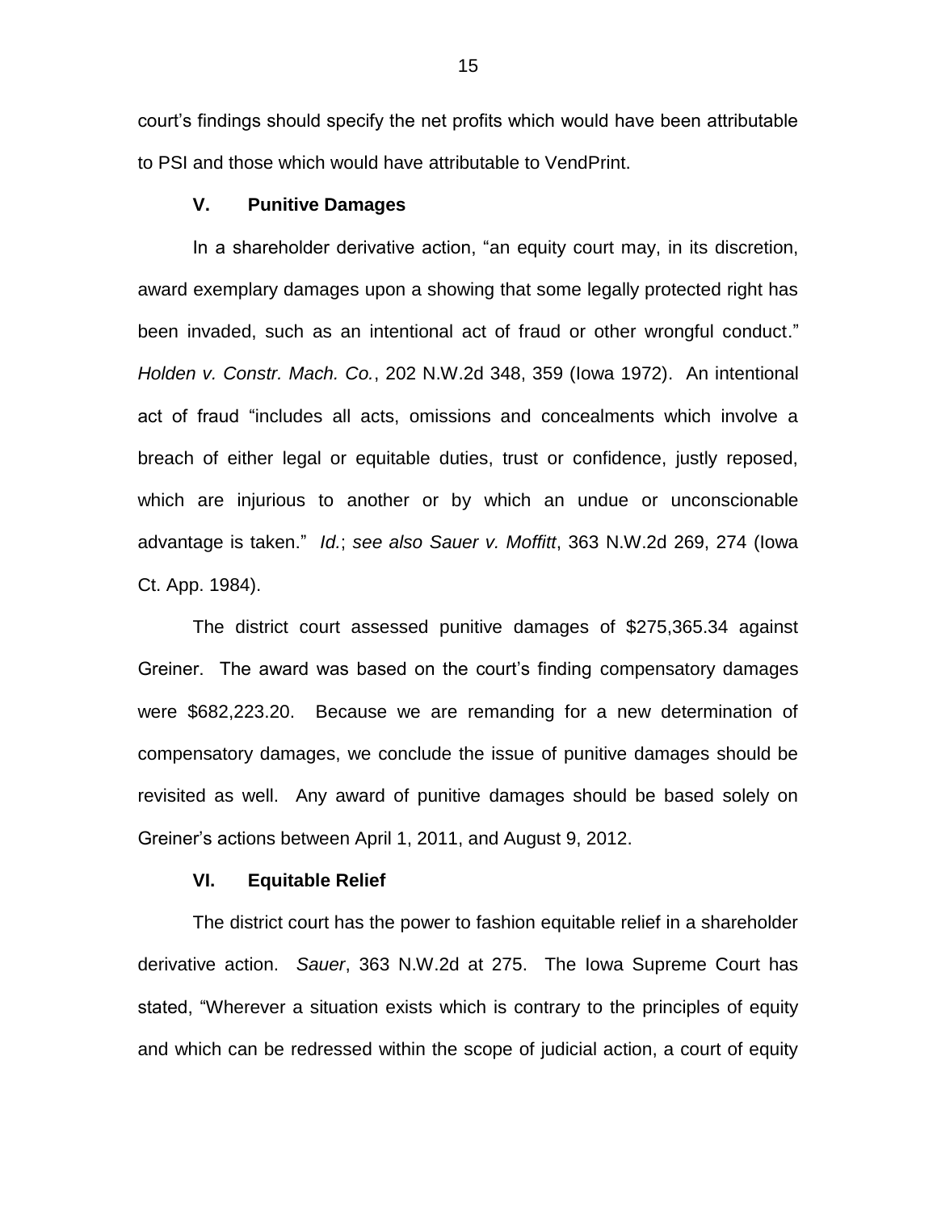court's findings should specify the net profits which would have been attributable to PSI and those which would have attributable to VendPrint.

## V. Punitive Damages

In a shareholder derivative action, "an equity court may, in its discretion, award exemplary damages upon a showing that some legally protected right has been invaded, such as an intentional act of fraud or other wrongful conduct." *Holden v. Constr. Mach. Co.*, 202 N.W.2d 348, 359 (Iowa 1972). An intentional act of fraud "includes all acts, omissions and concealments which involve a breach of either legal or equitable duties, trust or confidence, justly reposed, which are injurious to another or by which an undue or unconscionable advantage is taken." *Id.*; *see also Sauer v. Moffitt*, 363 N.W.2d 269, 274 (Iowa Ct. App. 1984).

The district court assessed punitive damages of $275,365.34 against Greiner. The award was based on the court's finding compensatory damages were $682,223.20. Because we are remanding for a new determination of compensatory damages, we conclude the issue of punitive damages should be revisited as well. Any award of punitive damages should be based solely on Greiner's actions between April 1, 2011, and August 9, 2012.

## VI. Equitable Relief

The district court has the power to fashion equitable relief in a shareholder derivative action. *Sauer*, 363 N.W.2d at 275. The Iowa Supreme Court has stated, "Wherever a situation exists which is contrary to the principles of equity and which can be redressed within the scope of judicial action, a court of equity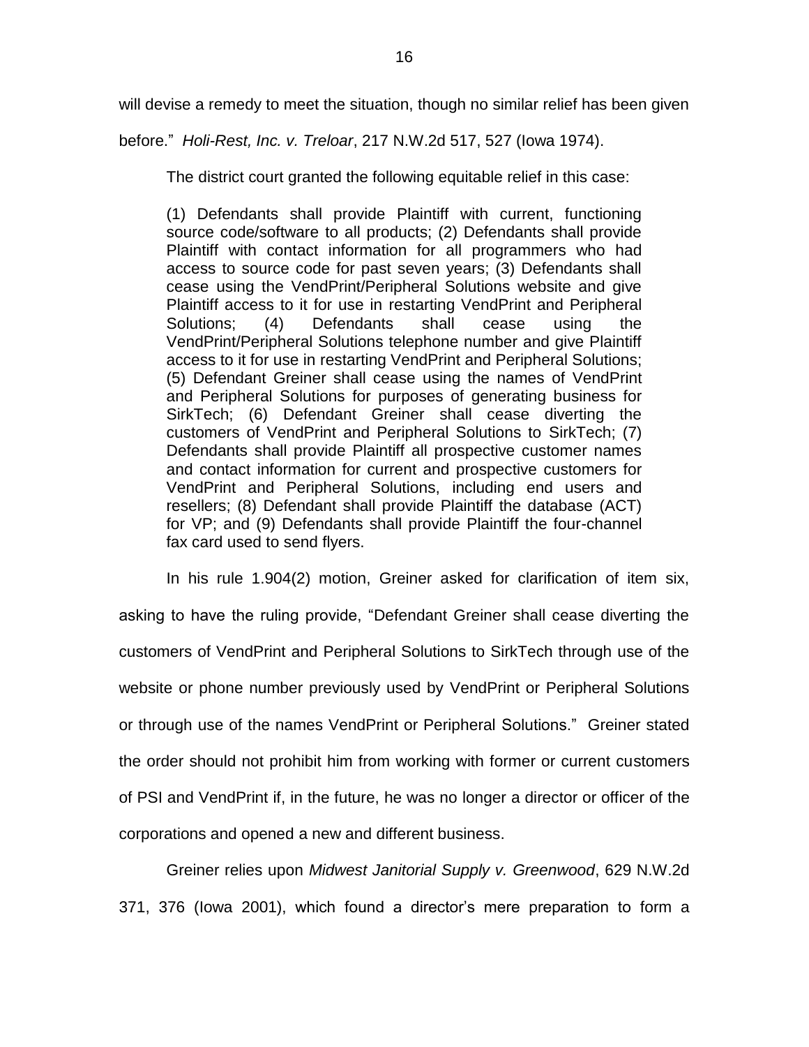will devise a remedy to meet the situation, though no similar relief has been given before." *Holi-Rest, Inc. v. Treloar*, 217 N.W.2d 517, 527 (Iowa 1974).

The district court granted the following equitable relief in this case:

> (1) Defendants shall provide Plaintiff with current, functioning source code/software to all products; (2) Defendants shall provide Plaintiff with contact information for all programmers who had access to source code for past seven years; (3) Defendants shall cease using the VendPrint/Peripheral Solutions website and give Plaintiff access to it for use in restarting VendPrint and Peripheral Solutions; (4) Defendants shall cease using the VendPrint/Peripheral Solutions telephone number and give Plaintiff access to it for use in restarting VendPrint and Peripheral Solutions; (5) Defendant Greiner shall cease using the names of VendPrint and Peripheral Solutions for purposes of generating business for SirkTech; (6) Defendant Greiner shall cease diverting the customers of VendPrint and Peripheral Solutions to SirkTech; (7) Defendants shall provide Plaintiff all prospective customer names and contact information for current and prospective customers for VendPrint and Peripheral Solutions, including end users and resellers; (8) Defendant shall provide Plaintiff the database (ACT) for VP; and (9) Defendants shall provide Plaintiff the four-channel fax card used to send flyers.

In his rule 1.904(2) motion, Greiner asked for clarification of item six, asking to have the ruling provide, "Defendant Greiner shall cease diverting the customers of VendPrint and Peripheral Solutions to SirkTech through use of the website or phone number previously used by VendPrint or Peripheral Solutions or through use of the names VendPrint or Peripheral Solutions." Greiner stated the order should not prohibit him from working with former or current customers of PSI and VendPrint if, in the future, he was no longer a director or officer of the corporations and opened a new and different business.

Greiner relies upon *Midwest Janitorial Supply v. Greenwood*, 629 N.W.2d 371, 376 (Iowa 2001), which found a director's mere preparation to form a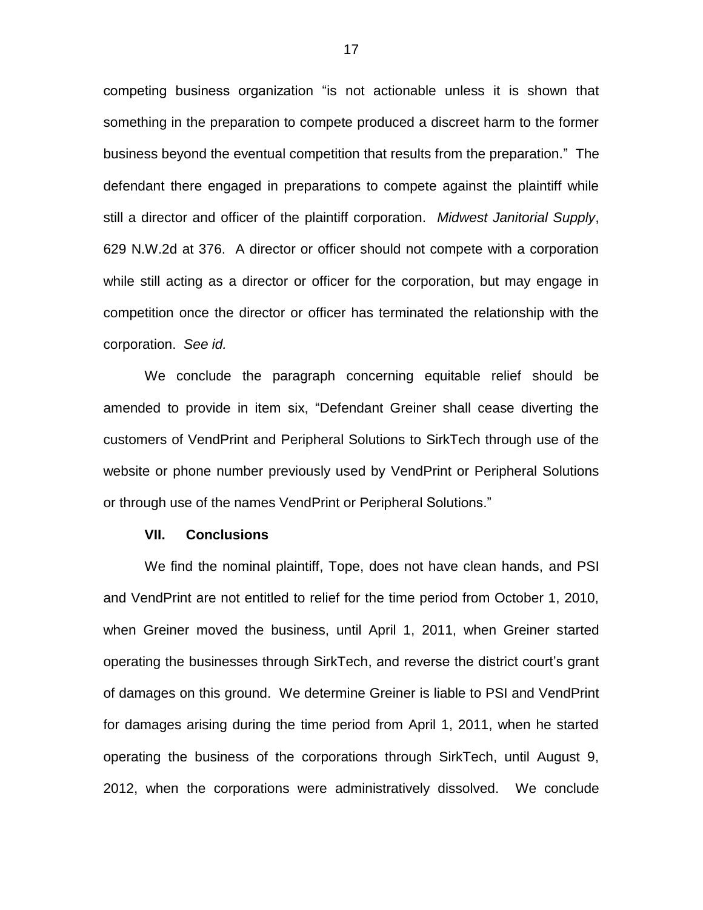competing business organization "is not actionable unless it is shown that something in the preparation to compete produced a discreet harm to the former business beyond the eventual competition that results from the preparation." The defendant there engaged in preparations to compete against the plaintiff while still a director and officer of the plaintiff corporation. *Midwest Janitorial Supply*, 629 N.W.2d at 376. A director or officer should not compete with a corporation while still acting as a director or officer for the corporation, but may engage in competition once the director or officer has terminated the relationship with the corporation. *See id.*

We conclude the paragraph concerning equitable relief should be amended to provide in item six, "Defendant Greiner shall cease diverting the customers of VendPrint and Peripheral Solutions to SirkTech through use of the website or phone number previously used by VendPrint or Peripheral Solutions or through use of the names VendPrint or Peripheral Solutions."

## VII. Conclusions

We find the nominal plaintiff, Tope, does not have clean hands, and PSI and VendPrint are not entitled to relief for the time period from October 1, 2010, when Greiner moved the business, until April 1, 2011, when Greiner started operating the businesses through SirkTech, and reverse the district court's grant of damages on this ground. We determine Greiner is liable to PSI and VendPrint for damages arising during the time period from April 1, 2011, when he started operating the business of the corporations through SirkTech, until August 9, 2012, when the corporations were administratively dissolved. We conclude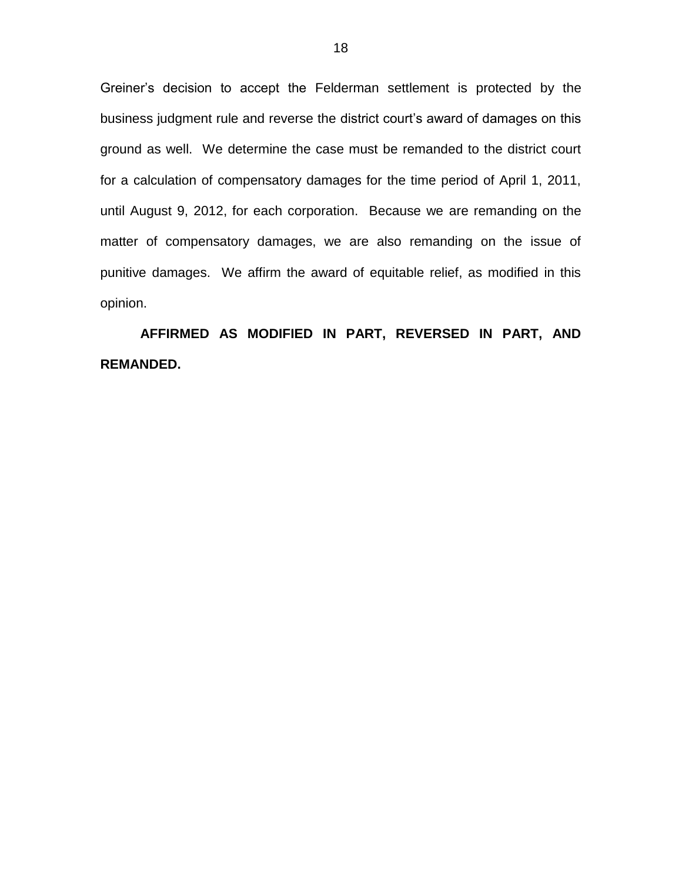Greiner's decision to accept the Felderman settlement is protected by the business judgment rule and reverse the district court's award of damages on this ground as well. We determine the case must be remanded to the district court for a calculation of compensatory damages for the time period of April 1, 2011, until August 9, 2012, for each corporation. Because we are remanding on the matter of compensatory damages, we are also remanding on the issue of punitive damages. We affirm the award of equitable relief, as modified in this opinion.

**AFFIRMED AS MODIFIED IN PART, REVERSED IN PART, AND REMANDED.**